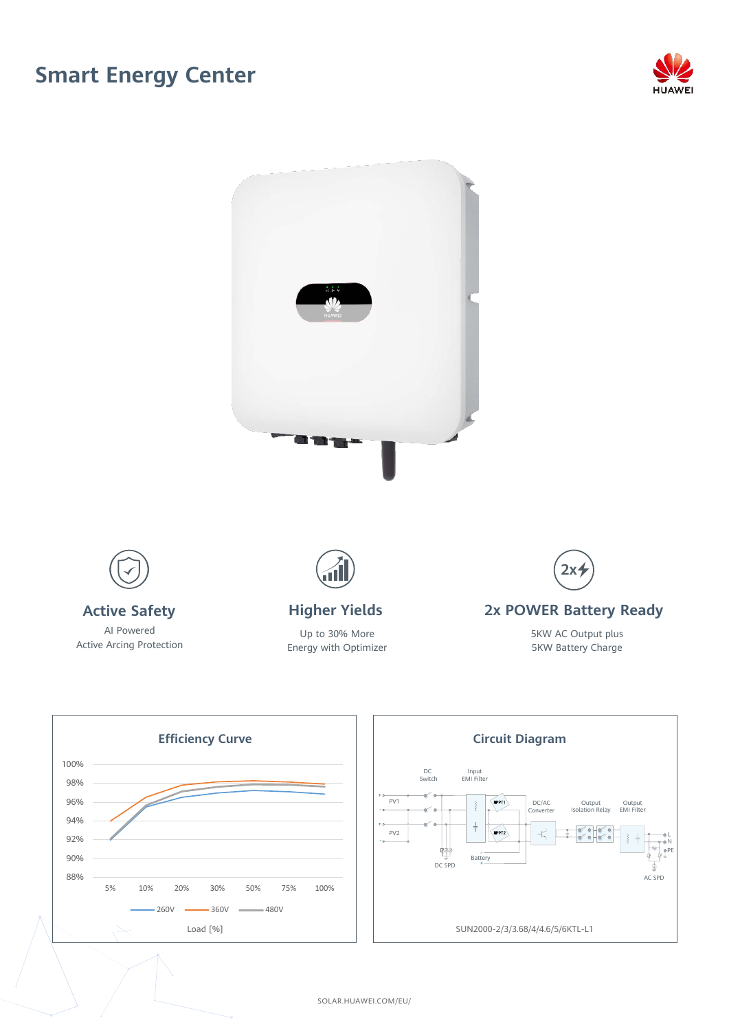# Smart Energy Center

### Active Safety

AI Powered
Active Arcing Protection

### Higher Yields

Up to 30% More
Energy with Optimizer

### 2x POWER Battery Ready

5KW AC Output plus
5KW Battery Charge

## Efficiency Curve

100%
98%
96%
94%
92%
90%
88%

5% 10% 20% 30% 50% 75% 100%

260V 360V 480V

Load [%]

## Circuit Diagram

DC Switch, Input EMI Filter, PV1, PV2, MPPT1, MPPT2, DC/AC Converter, Output Isolation Relay, Output EMI Filter, L, N, PE, DC SPD, Battery, AC SPD

SUN2000-2/3/3.68/4/4.6/5/6KTL-L1

SOLAR.HUAWEI.COM/EU/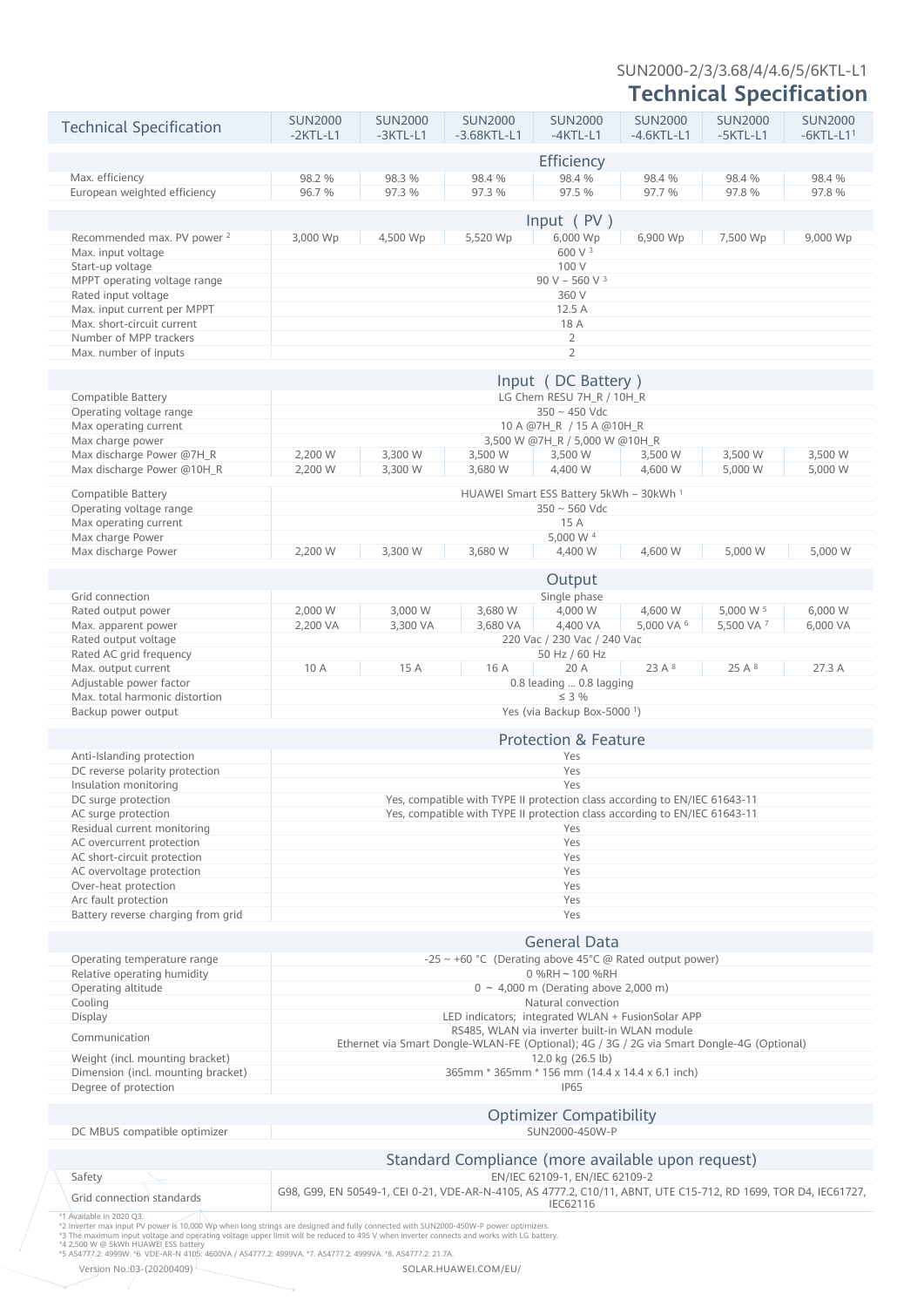SUN2000-2/3/3.68/4/4.6/5/6KTL-L1

# Technical Specification

| Technical Specification | SUN2000 -2KTL-L1 | SUN2000 -3KTL-L1 | SUN2000 -3.68KTL-L1 | SUN2000 -4KTL-L1 | SUN2000 -4.6KTL-L1 | SUN2000 -5KTL-L1 | SUN2000 -6KTL-L1[1] |
|---|---|---|---|---|---|---|---|
| **Efficiency** | | | | | | | |
| Max. efficiency | 98.2 % | 98.3 % | 98.4 % | 98.4 % | 98.4 % | 98.4 % | 98.4 % |
| European weighted efficiency | 96.7 % | 97.3 % | 97.3 % | 97.5 % | 97.7 % | 97.8 % | 97.8 % |
| **Input (PV)** | | | | | | | |
| Recommended max. PV power [2] | 3,000 Wp | 4,500 Wp | 5,520 Wp | 6,000 Wp | 6,900 Wp | 7,500 Wp | 9,000 Wp |
| Max. input voltage | 600 V [3] | | | | | | |
| Start-up voltage | 100 V | | | | | | |
| MPPT operating voltage range | 90 V – 560 V [3] | | | | | | |
| Rated input voltage | 360 V | | | | | | |
| Max. input current per MPPT | 12.5 A | | | | | | |
| Max. short-circuit current | 18 A | | | | | | |
| Number of MPP trackers | 2 | | | | | | |
| Max. number of inputs | 2 | | | | | | |
| **Input (DC Battery)** | | | | | | | |
| Compatible Battery | LG Chem RESU 7H_R / 10H_R | | | | | | |
| Operating voltage range | 350 ~ 450 Vdc | | | | | | |
| Max operating current | 10 A @7H_R / 15 A @10H_R | | | | | | |
| Max charge power | 3,500 W @7H_R / 5,000 W @10H_R | | | | | | |
| Max discharge Power @7H_R | 2,200 W | 3,300 W | 3,500 W | 3,500 W | 3,500 W | 3,500 W | 3,500 W |
| Max discharge Power @10H_R | 2,200 W | 3,300 W | 3,680 W | 4,400 W | 4,600 W | 5,000 W | 5,000 W |
| Compatible Battery | HUAWEI Smart ESS Battery 5kWh – 30kWh [1] | | | | | | |
| Operating voltage range | 350 ~ 560 Vdc | | | | | | |
| Max operating current | 15 A | | | | | | |
| Max charge Power | 5,000 W [4] | | | | | | |
| Max discharge Power | 2,200 W | 3,300 W | 3,680 W | 4,400 W | 4,600 W | 5,000 W | 5,000 W |
| **Output** | | | | | | | |
| Grid connection | Single phase | | | | | | |
| Rated output power | 2,000 W | 3,000 W | 3,680 W | 4,000 W | 4,600 W | 5,000 W [5] | 6,000 W |
| Max. apparent power | 2,200 VA | 3,300 VA | 3,680 VA | 4,400 VA | 5,000 VA [6] | 5,500 VA [7] | 6,000 VA |
| Rated output voltage | 220 Vac / 230 Vac / 240 Vac | | | | | | |
| Rated AC grid frequency | 50 Hz / 60 Hz | | | | | | |
| Max. output current | 10 A | 15 A | 16 A | 20 A | 23 A [8] | 25 A [8] | 27.3 A |
| Adjustable power factor | 0.8 leading ... 0.8 lagging | | | | | | |
| Max. total harmonic distortion | ≤ 3 % | | | | | | |
| Backup power output | Yes (via Backup Box-5000 [1]) | | | | | | |
| **Protection & Feature** | | | | | | | |
| Anti-Islanding protection | Yes | | | | | | |
| DC reverse polarity protection | Yes | | | | | | |
| Insulation monitoring | Yes | | | | | | |
| DC surge protection | Yes, compatible with TYPE II protection class according to EN/IEC 61643-11 | | | | | | |
| AC surge protection | Yes, compatible with TYPE II protection class according to EN/IEC 61643-11 | | | | | | |
| Residual current monitoring | Yes | | | | | | |
| AC overcurrent protection | Yes | | | | | | |
| AC short-circuit protection | Yes | | | | | | |
| AC overvoltage protection | Yes | | | | | | |
| Over-heat protection | Yes | | | | | | |
| Arc fault protection | Yes | | | | | | |
| Battery reverse charging from grid | Yes | | | | | | |
| **General Data** | | | | | | | |
| Operating temperature range | -25 ~ +60 °C (Derating above 45°C @ Rated output power) | | | | | | |
| Relative operating humidity | 0 %RH ~ 100 %RH | | | | | | |
| Operating altitude | 0 ~ 4,000 m (Derating above 2,000 m) | | | | | | |
| Cooling | Natural convection | | | | | | |
| Display | LED indicators; integrated WLAN + FusionSolar APP | | | | | | |
| Communication | RS485, WLAN via inverter built-in WLAN module; Ethernet via Smart Dongle-WLAN-FE (Optional); 4G / 3G / 2G via Smart Dongle-4G (Optional) | | | | | | |
| Weight (incl. mounting bracket) | 12.0 kg (26.5 lb) | | | | | | |
| Dimension (incl. mounting bracket) | 365mm * 365mm * 156 mm (14.4 x 14.4 x 6.1 inch) | | | | | | |
| Degree of protection | IP65 | | | | | | |
| **Optimizer Compatibility** | | | | | | | |
| DC MBUS compatible optimizer | SUN2000-450W-P | | | | | | |
| **Standard Compliance (more available upon request)** | | | | | | | |
| Safety | EN/IEC 62109-1, EN/IEC 62109-2 | | | | | | |
| Grid connection standards | G98, G99, EN 50549-1, CEI 0-21, VDE-AR-N-4105, AS 4777.2, C10/11, ABNT, UTE C15-712, RD 1699, TOR D4, IEC61727, IEC62116 | | | | | | |

*1 Available in 2020 Q3.
*2 Inverter max input PV power is 10,000 Wp when long strings are designed and fully connected with SUN2000-450W-P power optimizers.
*3 The maximum input voltage and operating voltage upper limit will be reduced to 495 V when inverter connects and works with LG battery.
*4 2,500 W @ 5kWh HUAWEI ESS battery
*5 AS4777.2: 4999W. *6. VDE-AR-N 4105: 4600VA / AS4777.2: 4999VA. *7. AS4777.2: 4999VA. *8. AS4777.2: 21.7A.

Version No.:03-(20200409)

SOLAR.HUAWEI.COM/EU/